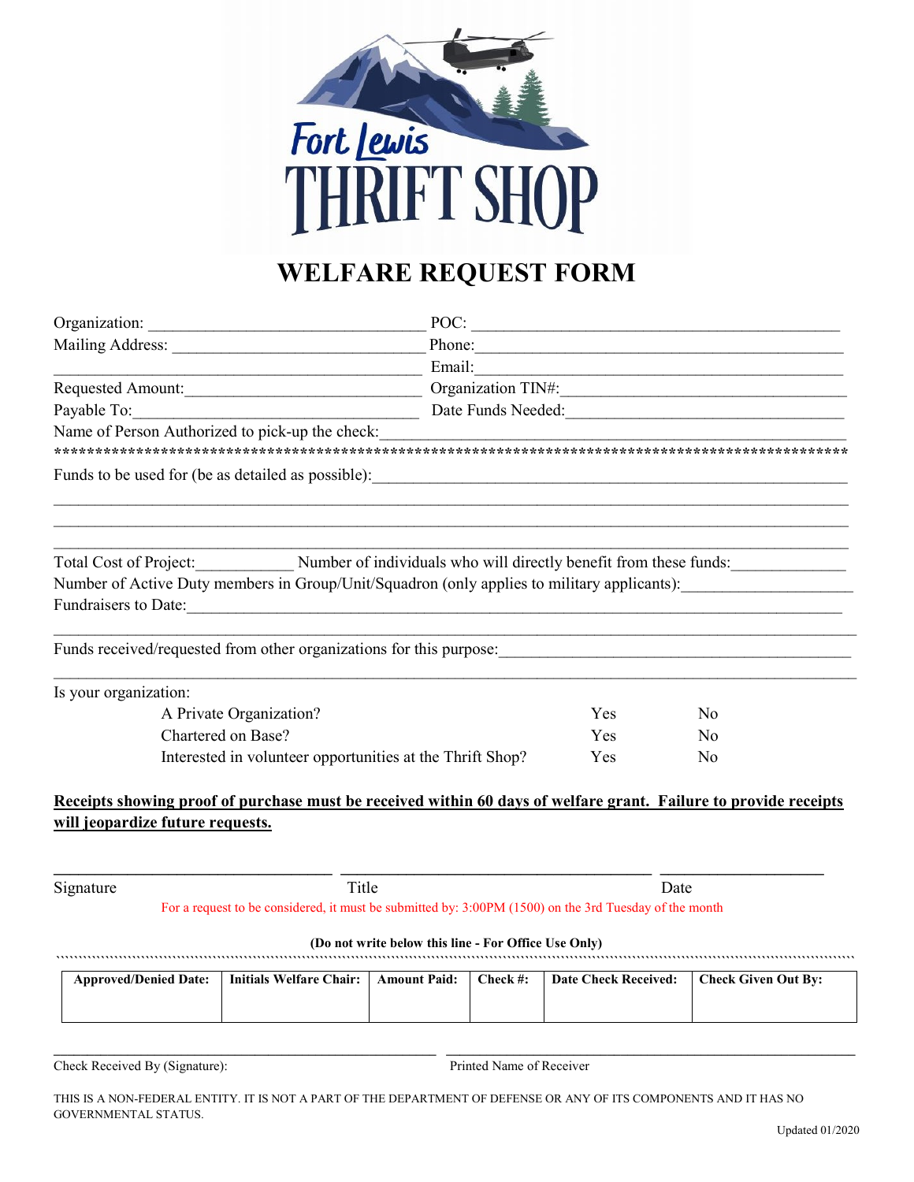Fort Lewis THRIFT SHOP

# WELFARE REQUEST FORM

Organization: ______________________________ POC: ________________________________________

Mailing Address: ___________________________ Phone: _______________________________________

_________________________________________ Email: _______________________________________

Requested Amount: __________________________ Organization TIN#: _____________________________

Payable To: ________________________________ Date Funds Needed: _____________________________

Name of Person Authorized to pick-up the check: ______________________________________________

**************************************************************************************************

Funds to be used for (be as detailed as possible): ______________________________________________

_______________________________________________________________________________________

_______________________________________________________________________________________

_______________________________________________________________________________________

Total Cost of Project: ___________ Number of individuals who will directly benefit from these funds: _____________

Number of Active Duty members in Group/Unit/Squadron (only applies to military applicants): ___________________

Fundraisers to Date: ___________________________________________________________________________

_______________________________________________________________________________________

Funds received/requested from other organizations for this purpose: _______________________________________

_______________________________________________________________________________________

Is your organization:

| | | |
|---|---|---|
| A Private Organization? | Yes | No |
| Chartered on Base? | Yes | No |
| Interested in volunteer opportunities at the Thrift Shop? | Yes | No |

**Receipts showing proof of purchase must be received within 60 days of welfare grant. Failure to provide receipts will jeopardize future requests.**

_________________________________ _________________________________ __________________

Signature Title Date

For a request to be considered, it must be submitted by: 3:00PM (1500) on the 3rd Tuesday of the month

**(Do not write below this line - For Office Use Only)**

| Approved/Denied Date: | Initials Welfare Chair: | Amount Paid: | Check #: | Date Check Received: | Check Given Out By: |
|---|---|---|---|---|---|
| | | | | | |

_________________________________________ _________________________________________

Check Received By (Signature): Printed Name of Receiver

THIS IS A NON-FEDERAL ENTITY. IT IS NOT A PART OF THE DEPARTMENT OF DEFENSE OR ANY OF ITS COMPONENTS AND IT HAS NO GOVERNMENTAL STATUS.

Updated 01/2020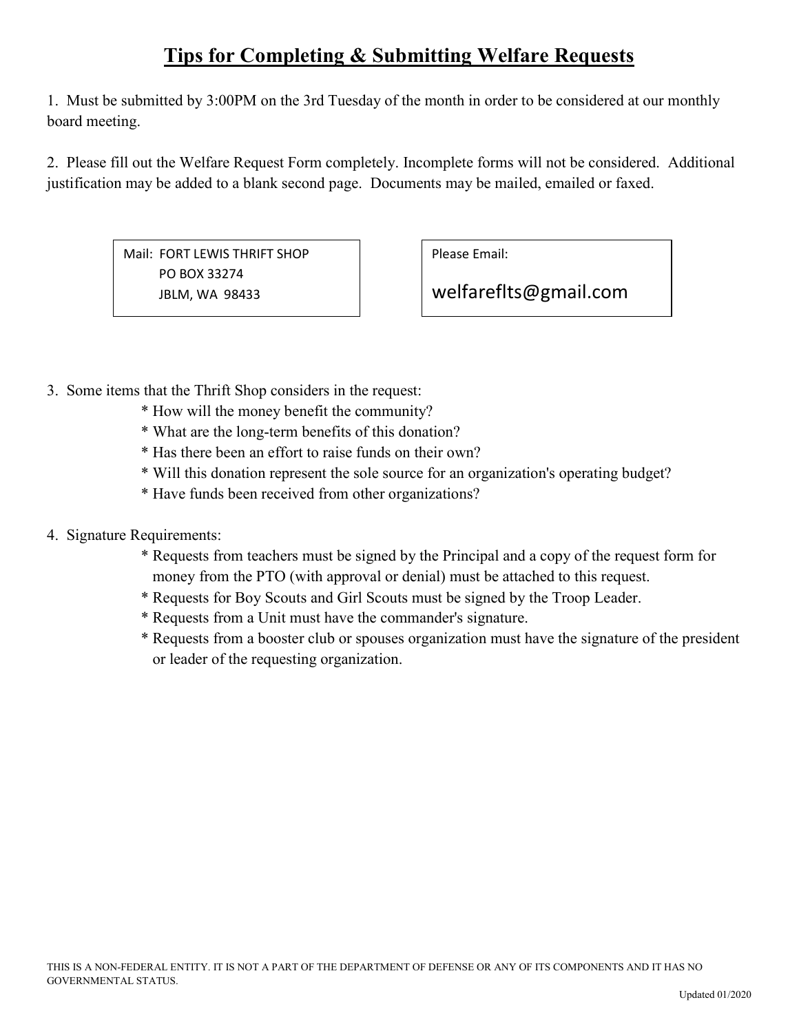# Tips for Completing & Submitting Welfare Requests

1. Must be submitted by 3:00PM on the 3rd Tuesday of the month in order to be considered at our monthly board meeting.

2. Please fill out the Welfare Request Form completely. Incomplete forms will not be considered. Additional justification may be added to a blank second page. Documents may be mailed, emailed or faxed.

Mail: FORT LEWIS THRIFT SHOP
PO BOX 33274
JBLM, WA 98433

Please Email:

welfareflts@gmail.com

3. Some items that the Thrift Shop considers in the request:
   * How will the money benefit the community?
   * What are the long-term benefits of this donation?
   * Has there been an effort to raise funds on their own?
   * Will this donation represent the sole source for an organization's operating budget?
   * Have funds been received from other organizations?

4. Signature Requirements:
   * Requests from teachers must be signed by the Principal and a copy of the request form for money from the PTO (with approval or denial) must be attached to this request.
   * Requests for Boy Scouts and Girl Scouts must be signed by the Troop Leader.
   * Requests from a Unit must have the commander's signature.
   * Requests from a booster club or spouses organization must have the signature of the president or leader of the requesting organization.

THIS IS A NON-FEDERAL ENTITY. IT IS NOT A PART OF THE DEPARTMENT OF DEFENSE OR ANY OF ITS COMPONENTS AND IT HAS NO GOVERNMENTAL STATUS.

Updated 01/2020